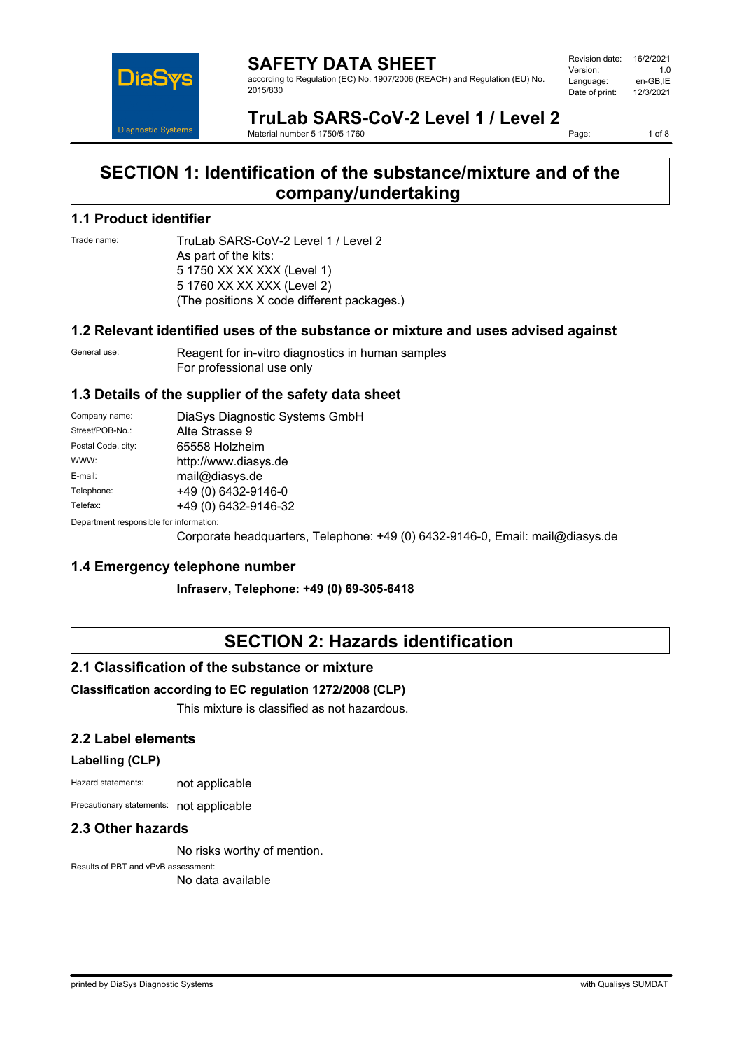# SAFETY DATA SHEET

according to Regulation (EC) No. 1907/2006 (REACH) and Regulation (EU) No. 2015/830

| | |
|---|---|
| Revision date: | 16/2/2021 |
| Version: | 1.0 |
| Language: | en-GB,IE |
| Date of print: | 12/3/2021 |

## TruLab SARS-CoV-2 Level 1 / Level 2

Material number 5 1750/5 1760

# SECTION 1: Identification of the substance/mixture and of the company/undertaking

## 1.1 Product identifier

Trade name: TruLab SARS-CoV-2 Level 1 / Level 2
As part of the kits:
5 1750 XX XX XXX (Level 1)
5 1760 XX XX XXX (Level 2)
(The positions X code different packages.)

## 1.2 Relevant identified uses of the substance or mixture and uses advised against

General use: Reagent for in-vitro diagnostics in human samples
For professional use only

## 1.3 Details of the supplier of the safety data sheet

| | |
|---|---|
| Company name: | DiaSys Diagnostic Systems GmbH |
| Street/POB-No.: | Alte Strasse 9 |
| Postal Code, city: | 65558 Holzheim |
| WWW: | http://www.diasys.de |
| E-mail: | mail@diasys.de |
| Telephone: | +49 (0) 6432-9146-0 |
| Telefax: | +49 (0) 6432-9146-32 |

Department responsible for information:
Corporate headquarters, Telephone: +49 (0) 6432-9146-0, Email: mail@diasys.de

## 1.4 Emergency telephone number

**Infraserv, Telephone: +49 (0) 69-305-6418**

# SECTION 2: Hazards identification

## 2.1 Classification of the substance or mixture

**Classification according to EC regulation 1272/2008 (CLP)**

This mixture is classified as not hazardous.

## 2.2 Label elements

**Labelling (CLP)**

Hazard statements: not applicable

Precautionary statements: not applicable

## 2.3 Other hazards

No risks worthy of mention.

Results of PBT and vPvB assessment:
No data available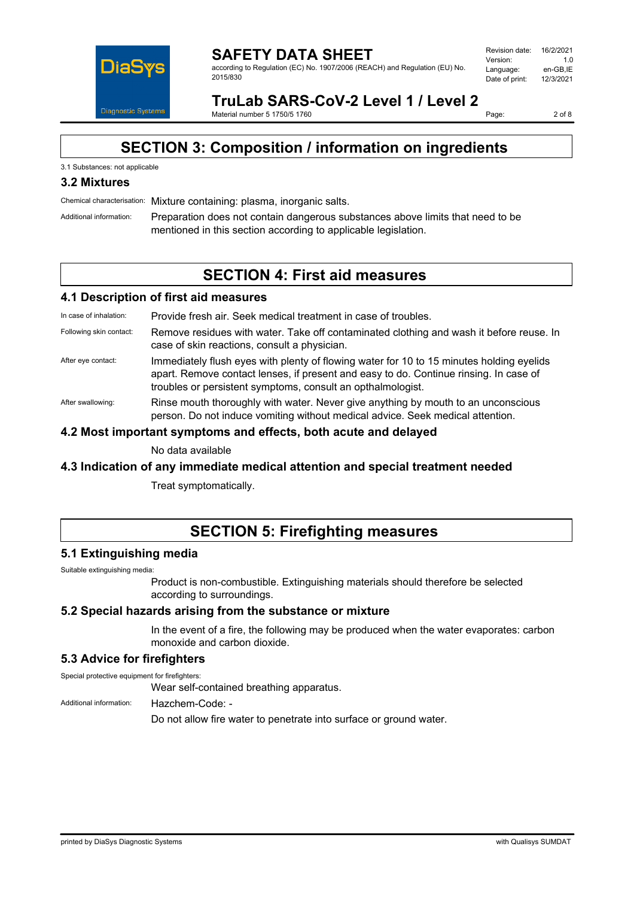# SECTION 3: Composition / information on ingredients

3.1 Substances: not applicable

## 3.2 Mixtures

Chemical characterisation: Mixture containing: plasma, inorganic salts.

Additional information: Preparation does not contain dangerous substances above limits that need to be mentioned in this section according to applicable legislation.

# SECTION 4: First aid measures

## 4.1 Description of first aid measures

In case of inhalation: Provide fresh air. Seek medical treatment in case of troubles.

Following skin contact: Remove residues with water. Take off contaminated clothing and wash it before reuse. In case of skin reactions, consult a physician.

After eye contact: Immediately flush eyes with plenty of flowing water for 10 to 15 minutes holding eyelids apart. Remove contact lenses, if present and easy to do. Continue rinsing. In case of troubles or persistent symptoms, consult an opthalmologist.

After swallowing: Rinse mouth thoroughly with water. Never give anything by mouth to an unconscious person. Do not induce vomiting without medical advice. Seek medical attention.

## 4.2 Most important symptoms and effects, both acute and delayed

No data available

## 4.3 Indication of any immediate medical attention and special treatment needed

Treat symptomatically.

# SECTION 5: Firefighting measures

## 5.1 Extinguishing media

Suitable extinguishing media:

Product is non-combustible. Extinguishing materials should therefore be selected according to surroundings.

## 5.2 Special hazards arising from the substance or mixture

In the event of a fire, the following may be produced when the water evaporates: carbon monoxide and carbon dioxide.

## 5.3 Advice for firefighters

Special protective equipment for firefighters:

Wear self-contained breathing apparatus.

Additional information: Hazchem-Code: -

Do not allow fire water to penetrate into surface or ground water.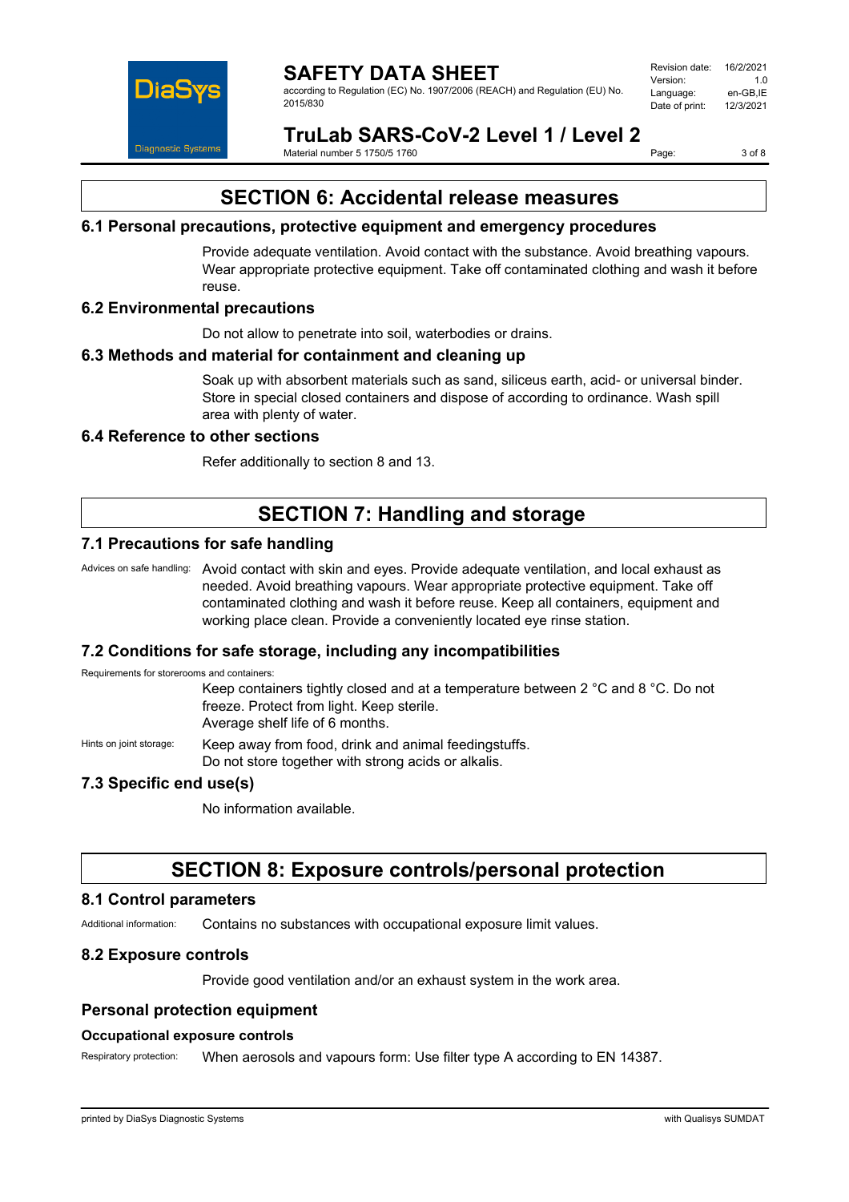## SECTION 6: Accidental release measures

### 6.1 Personal precautions, protective equipment and emergency procedures

Provide adequate ventilation. Avoid contact with the substance. Avoid breathing vapours. Wear appropriate protective equipment. Take off contaminated clothing and wash it before reuse.

### 6.2 Environmental precautions

Do not allow to penetrate into soil, waterbodies or drains.

### 6.3 Methods and material for containment and cleaning up

Soak up with absorbent materials such as sand, siliceus earth, acid- or universal binder. Store in special closed containers and dispose of according to ordinance. Wash spill area with plenty of water.

### 6.4 Reference to other sections

Refer additionally to section 8 and 13.

## SECTION 7: Handling and storage

### 7.1 Precautions for safe handling

Advices on safe handling: Avoid contact with skin and eyes. Provide adequate ventilation, and local exhaust as needed. Avoid breathing vapours. Wear appropriate protective equipment. Take off contaminated clothing and wash it before reuse. Keep all containers, equipment and working place clean. Provide a conveniently located eye rinse station.

### 7.2 Conditions for safe storage, including any incompatibilities

Requirements for storerooms and containers:

Keep containers tightly closed and at a temperature between 2 °C and 8 °C. Do not freeze. Protect from light. Keep sterile.
Average shelf life of 6 months.

Hints on joint storage: Keep away from food, drink and animal feedingstuffs.
Do not store together with strong acids or alkalis.

### 7.3 Specific end use(s)

No information available.

## SECTION 8: Exposure controls/personal protection

### 8.1 Control parameters

Additional information: Contains no substances with occupational exposure limit values.

### 8.2 Exposure controls

Provide good ventilation and/or an exhaust system in the work area.

### Personal protection equipment

#### Occupational exposure controls

Respiratory protection: When aerosols and vapours form: Use filter type A according to EN 14387.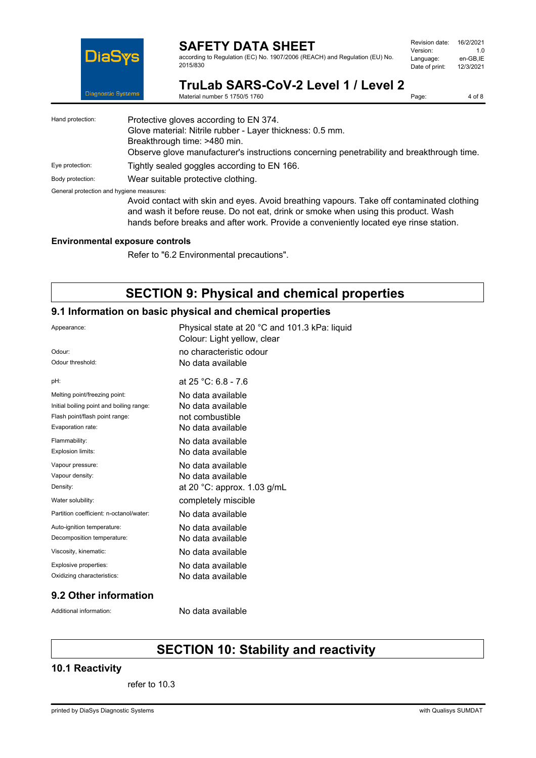Hand protection: Protective gloves according to EN 374.
Glove material: Nitrile rubber - Layer thickness: 0.5 mm.
Breakthrough time: >480 min.
Observe glove manufacturer's instructions concerning penetrability and breakthrough time.

Eye protection: Tightly sealed goggles according to EN 166.

Body protection: Wear suitable protective clothing.

General protection and hygiene measures:
Avoid contact with skin and eyes. Avoid breathing vapours. Take off contaminated clothing and wash it before reuse. Do not eat, drink or smoke when using this product. Wash hands before breaks and after work. Provide a conveniently located eye rinse station.

**Environmental exposure controls**

Refer to "6.2 Environmental precautions".

# SECTION 9: Physical and chemical properties

## 9.1 Information on basic physical and chemical properties

| | |
|---|---|
| Appearance: | Physical state at 20 °C and 101.3 kPa: liquid<br>Colour: Light yellow, clear |
| Odour: | no characteristic odour |
| Odour threshold: | No data available |
| pH: | at 25 °C: 6.8 - 7.6 |
| Melting point/freezing point: | No data available |
| Initial boiling point and boiling range: | No data available |
| Flash point/flash point range: | not combustible |
| Evaporation rate: | No data available |
| Flammability: | No data available |
| Explosion limits: | No data available |
| Vapour pressure: | No data available |
| Vapour density: | No data available |
| Density: | at 20 °C: approx. 1.03 g/mL |
| Water solubility: | completely miscible |
| Partition coefficient: n-octanol/water: | No data available |
| Auto-ignition temperature: | No data available |
| Decomposition temperature: | No data available |
| Viscosity, kinematic: | No data available |
| Explosive properties: | No data available |
| Oxidizing characteristics: | No data available |

## 9.2 Other information

Additional information: No data available

# SECTION 10: Stability and reactivity

## 10.1 Reactivity

refer to 10.3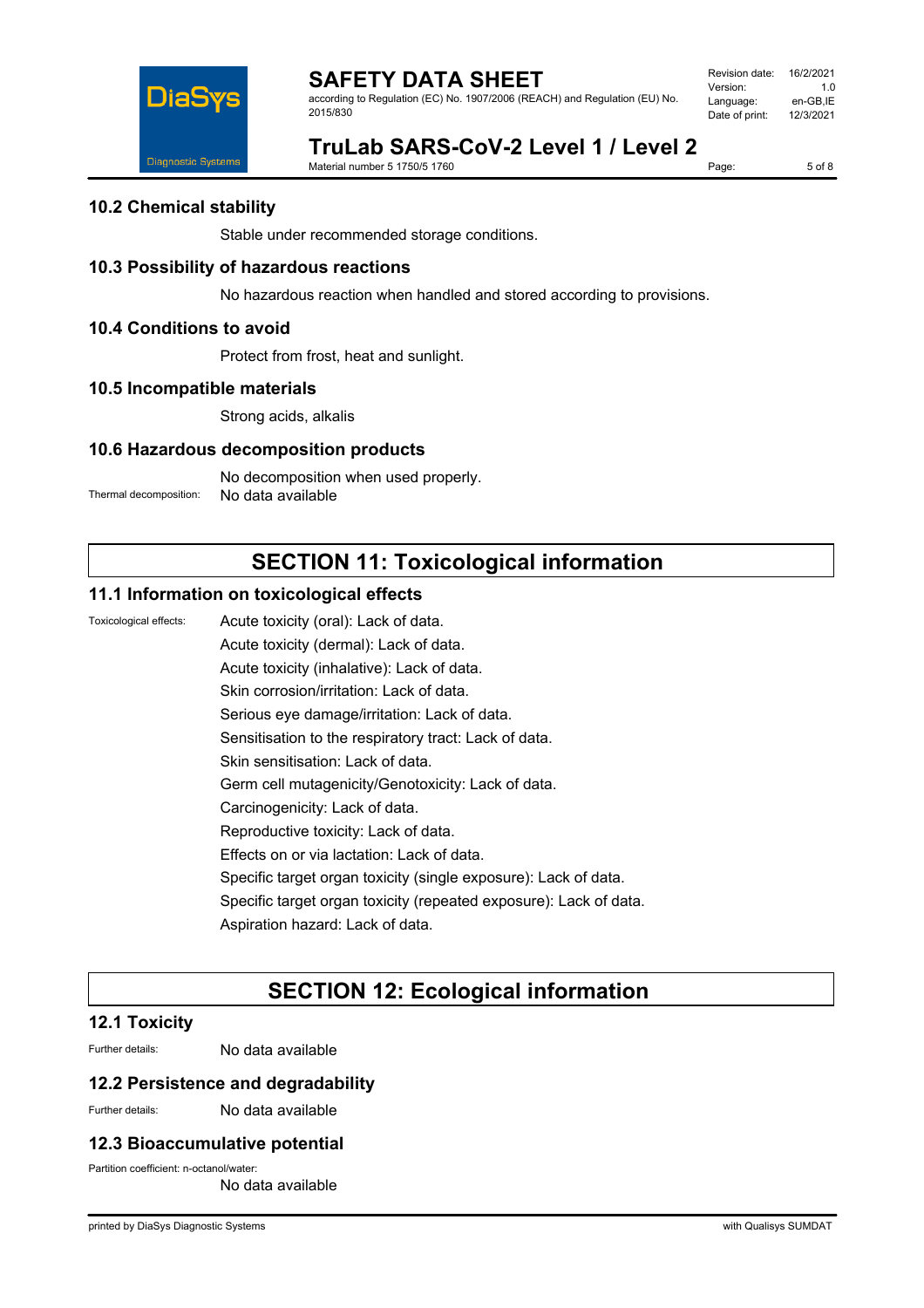### 10.2 Chemical stability

Stable under recommended storage conditions.

### 10.3 Possibility of hazardous reactions

No hazardous reaction when handled and stored according to provisions.

### 10.4 Conditions to avoid

Protect from frost, heat and sunlight.

### 10.5 Incompatible materials

Strong acids, alkalis

### 10.6 Hazardous decomposition products

No decomposition when used properly.

Thermal decomposition: No data available

## SECTION 11: Toxicological information

### 11.1 Information on toxicological effects

Toxicological effects:

Acute toxicity (oral): Lack of data.
Acute toxicity (dermal): Lack of data.
Acute toxicity (inhalative): Lack of data.
Skin corrosion/irritation: Lack of data.
Serious eye damage/irritation: Lack of data.
Sensitisation to the respiratory tract: Lack of data.
Skin sensitisation: Lack of data.
Germ cell mutagenicity/Genotoxicity: Lack of data.
Carcinogenicity: Lack of data.
Reproductive toxicity: Lack of data.
Effects on or via lactation: Lack of data.
Specific target organ toxicity (single exposure): Lack of data.
Specific target organ toxicity (repeated exposure): Lack of data.
Aspiration hazard: Lack of data.

## SECTION 12: Ecological information

### 12.1 Toxicity

Further details: No data available

### 12.2 Persistence and degradability

Further details: No data available

### 12.3 Bioaccumulative potential

Partition coefficient: n-octanol/water:
No data available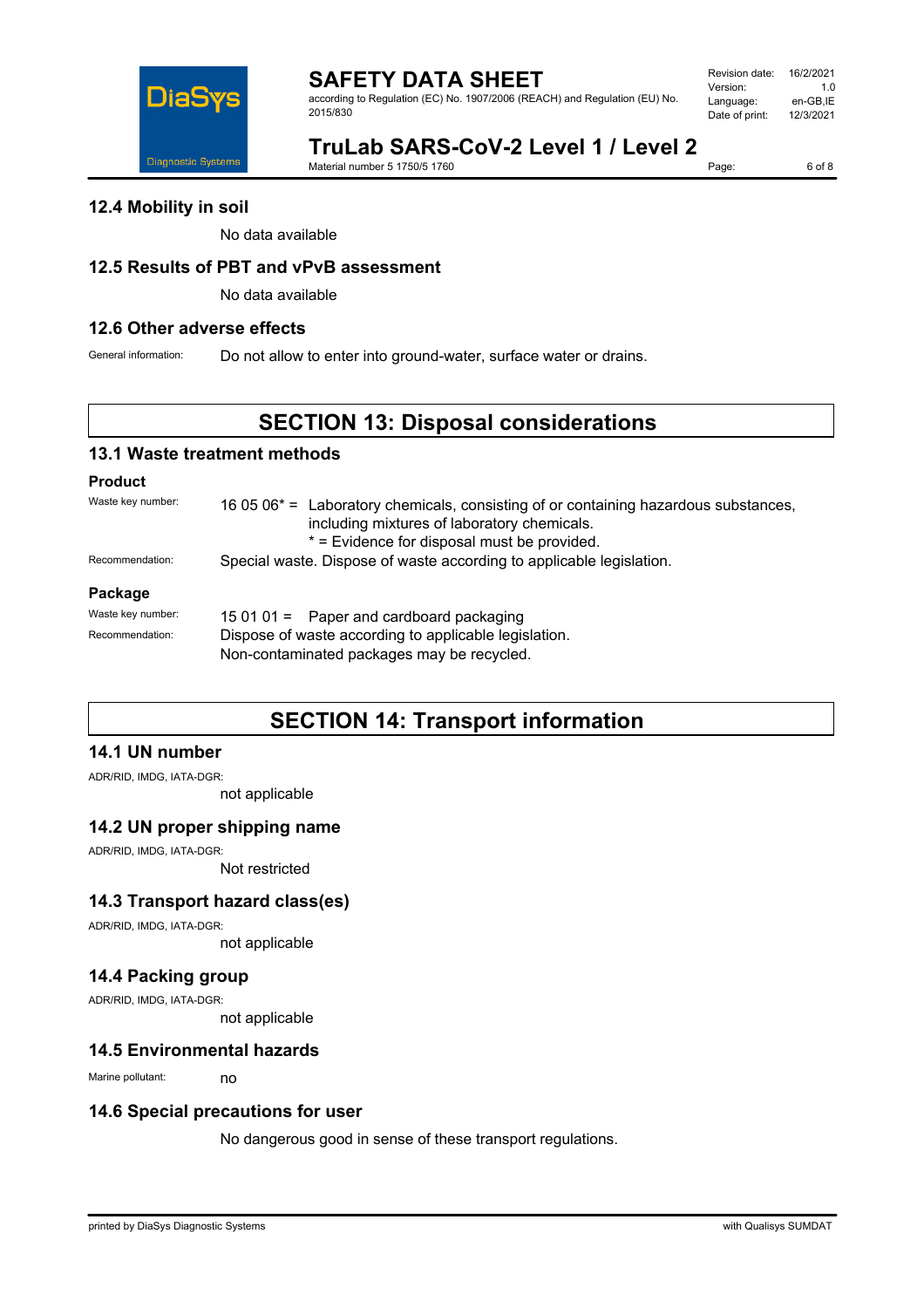### 12.4 Mobility in soil

No data available

### 12.5 Results of PBT and vPvB assessment

No data available

### 12.6 Other adverse effects

General information: Do not allow to enter into ground-water, surface water or drains.

## SECTION 13: Disposal considerations

### 13.1 Waste treatment methods

**Product**

Waste key number: 16 05 06* = Laboratory chemicals, consisting of or containing hazardous substances, including mixtures of laboratory chemicals.
* = Evidence for disposal must be provided.

Recommendation: Special waste. Dispose of waste according to applicable legislation.

**Package**

Waste key number: 15 01 01 = Paper and cardboard packaging

Recommendation: Dispose of waste according to applicable legislation.
Non-contaminated packages may be recycled.

## SECTION 14: Transport information

### 14.1 UN number

ADR/RID, IMDG, IATA-DGR:
not applicable

### 14.2 UN proper shipping name

ADR/RID, IMDG, IATA-DGR:
Not restricted

### 14.3 Transport hazard class(es)

ADR/RID, IMDG, IATA-DGR:
not applicable

### 14.4 Packing group

ADR/RID, IMDG, IATA-DGR:
not applicable

### 14.5 Environmental hazards

Marine pollutant: no

### 14.6 Special precautions for user

No dangerous good in sense of these transport regulations.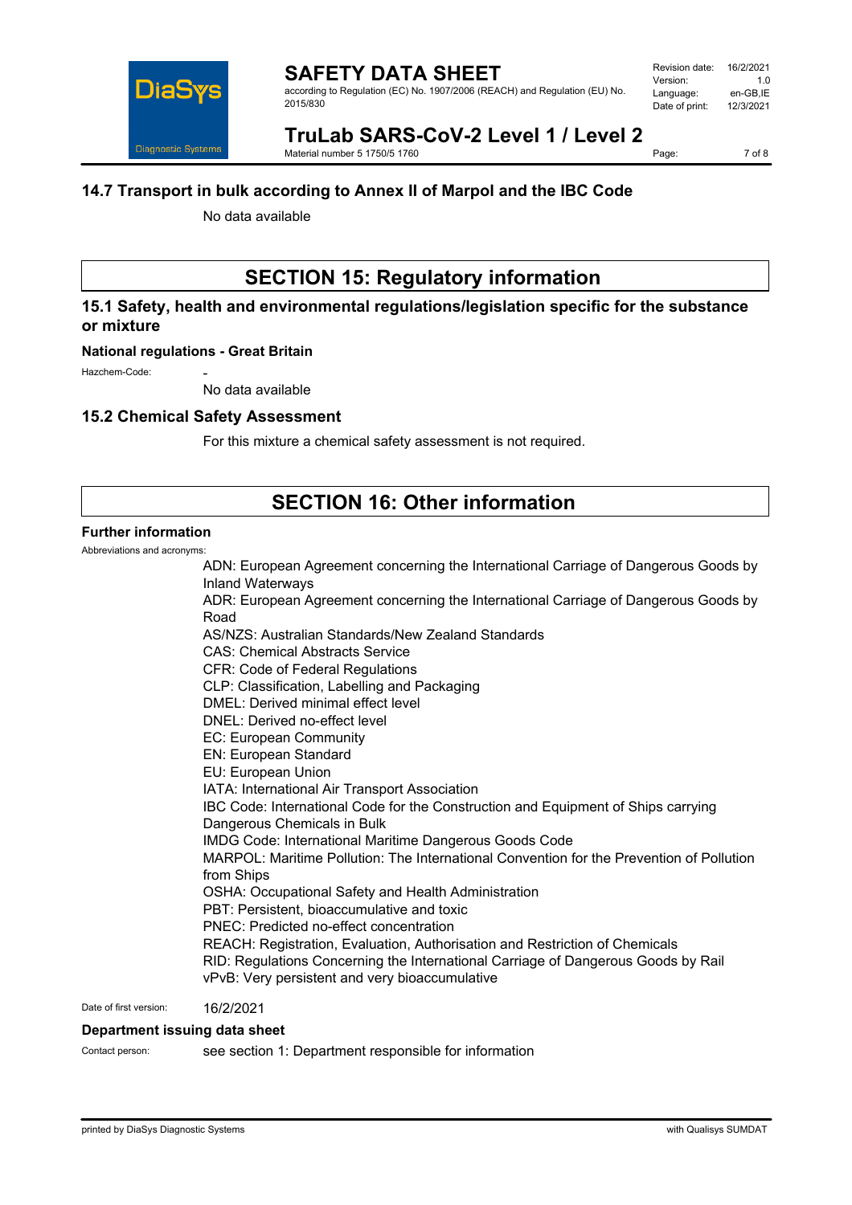## 14.7 Transport in bulk according to Annex II of Marpol and the IBC Code

No data available

# SECTION 15: Regulatory information

## 15.1 Safety, health and environmental regulations/legislation specific for the substance or mixture

**National regulations - Great Britain**

Hazchem-Code: -

No data available

## 15.2 Chemical Safety Assessment

For this mixture a chemical safety assessment is not required.

# SECTION 16: Other information

**Further information**

Abbreviations and acronyms:

ADN: European Agreement concerning the International Carriage of Dangerous Goods by Inland Waterways
ADR: European Agreement concerning the International Carriage of Dangerous Goods by Road
AS/NZS: Australian Standards/New Zealand Standards
CAS: Chemical Abstracts Service
CFR: Code of Federal Regulations
CLP: Classification, Labelling and Packaging
DMEL: Derived minimal effect level
DNEL: Derived no-effect level
EC: European Community
EN: European Standard
EU: European Union
IATA: International Air Transport Association
IBC Code: International Code for the Construction and Equipment of Ships carrying Dangerous Chemicals in Bulk
IMDG Code: International Maritime Dangerous Goods Code
MARPOL: Maritime Pollution: The International Convention for the Prevention of Pollution from Ships
OSHA: Occupational Safety and Health Administration
PBT: Persistent, bioaccumulative and toxic
PNEC: Predicted no-effect concentration
REACH: Registration, Evaluation, Authorisation and Restriction of Chemicals
RID: Regulations Concerning the International Carriage of Dangerous Goods by Rail
vPvB: Very persistent and very bioaccumulative

Date of first version: 16/2/2021

**Department issuing data sheet**

Contact person: see section 1: Department responsible for information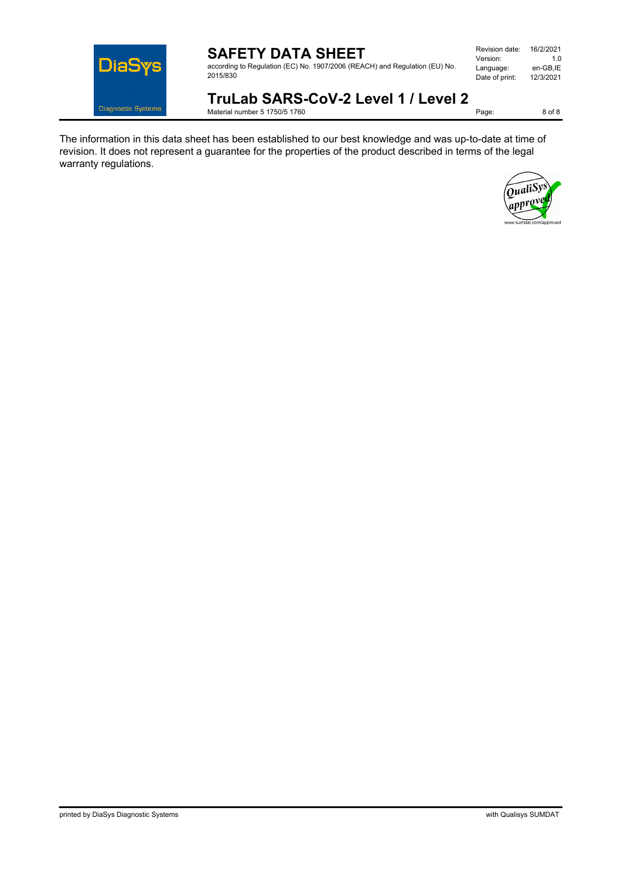The information in this data sheet has been established to our best knowledge and was up-to-date at time of revision. It does not represent a guarantee for the properties of the product described in terms of the legal warranty regulations.